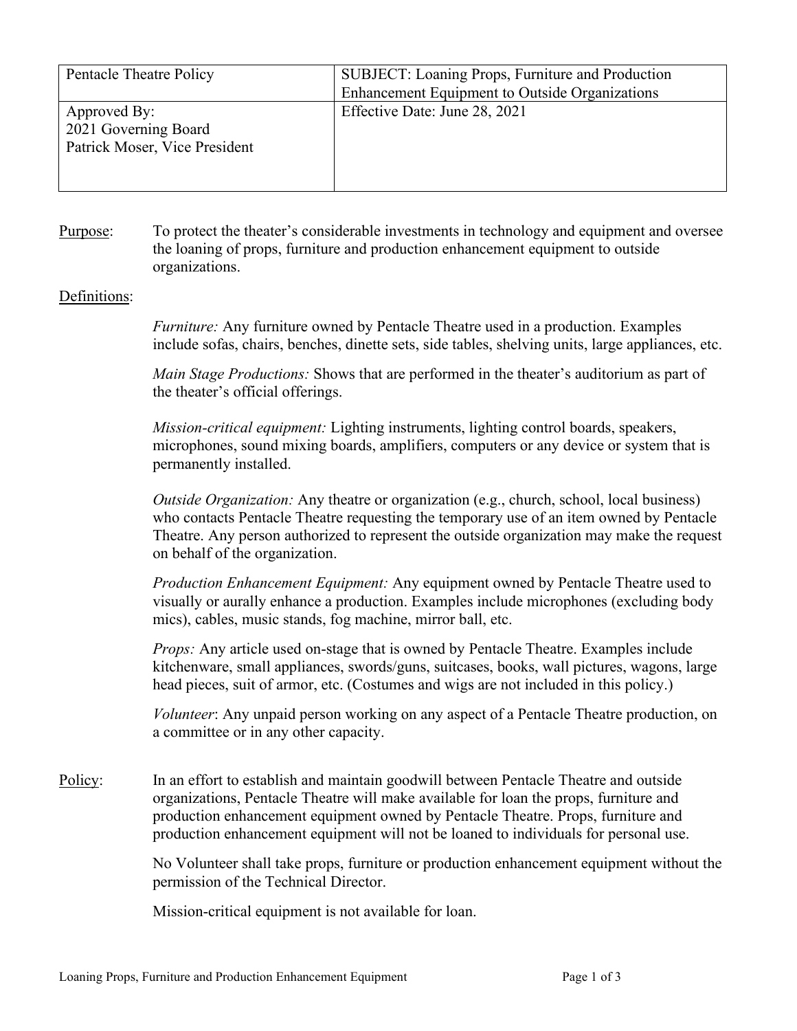| Pentacle Theatre Policy | SUBJECT: Loaning Props, Furniture and Production Enhancement Equipment to Outside Organizations |
|---|---|
| Approved By:<br>2021 Governing Board<br>Patrick Moser, Vice President | Effective Date: June 28, 2021 |

<u>Purpose</u>: To protect the theater's considerable investments in technology and equipment and oversee the loaning of props, furniture and production enhancement equipment to outside organizations.

<u>Definitions</u>:

*Furniture:* Any furniture owned by Pentacle Theatre used in a production. Examples include sofas, chairs, benches, dinette sets, side tables, shelving units, large appliances, etc.

*Main Stage Productions:* Shows that are performed in the theater's auditorium as part of the theater's official offerings.

*Mission-critical equipment:* Lighting instruments, lighting control boards, speakers, microphones, sound mixing boards, amplifiers, computers or any device or system that is permanently installed.

*Outside Organization:* Any theatre or organization (e.g., church, school, local business) who contacts Pentacle Theatre requesting the temporary use of an item owned by Pentacle Theatre. Any person authorized to represent the outside organization may make the request on behalf of the organization.

*Production Enhancement Equipment:* Any equipment owned by Pentacle Theatre used to visually or aurally enhance a production. Examples include microphones (excluding body mics), cables, music stands, fog machine, mirror ball, etc.

*Props:* Any article used on-stage that is owned by Pentacle Theatre. Examples include kitchenware, small appliances, swords/guns, suitcases, books, wall pictures, wagons, large head pieces, suit of armor, etc. (Costumes and wigs are not included in this policy.)

*Volunteer*: Any unpaid person working on any aspect of a Pentacle Theatre production, on a committee or in any other capacity.

<u>Policy</u>: In an effort to establish and maintain goodwill between Pentacle Theatre and outside organizations, Pentacle Theatre will make available for loan the props, furniture and production enhancement equipment owned by Pentacle Theatre. Props, furniture and production enhancement equipment will not be loaned to individuals for personal use.

No Volunteer shall take props, furniture or production enhancement equipment without the permission of the Technical Director.

Mission-critical equipment is not available for loan.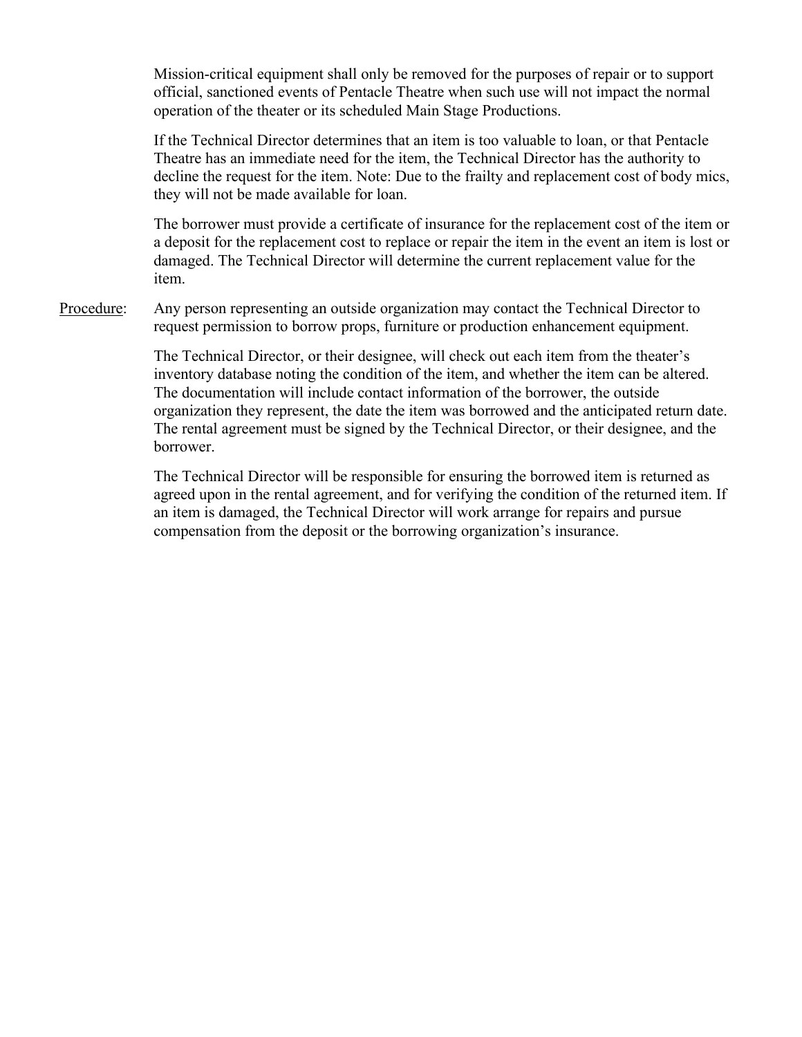Mission-critical equipment shall only be removed for the purposes of repair or to support official, sanctioned events of Pentacle Theatre when such use will not impact the normal operation of the theater or its scheduled Main Stage Productions.

If the Technical Director determines that an item is too valuable to loan, or that Pentacle Theatre has an immediate need for the item, the Technical Director has the authority to decline the request for the item. Note: Due to the frailty and replacement cost of body mics, they will not be made available for loan.

The borrower must provide a certificate of insurance for the replacement cost of the item or a deposit for the replacement cost to replace or repair the item in the event an item is lost or damaged. The Technical Director will determine the current replacement value for the item.

<u>Procedure</u>: Any person representing an outside organization may contact the Technical Director to request permission to borrow props, furniture or production enhancement equipment.

The Technical Director, or their designee, will check out each item from the theater's inventory database noting the condition of the item, and whether the item can be altered. The documentation will include contact information of the borrower, the outside organization they represent, the date the item was borrowed and the anticipated return date. The rental agreement must be signed by the Technical Director, or their designee, and the borrower.

The Technical Director will be responsible for ensuring the borrowed item is returned as agreed upon in the rental agreement, and for verifying the condition of the returned item. If an item is damaged, the Technical Director will work arrange for repairs and pursue compensation from the deposit or the borrowing organization's insurance.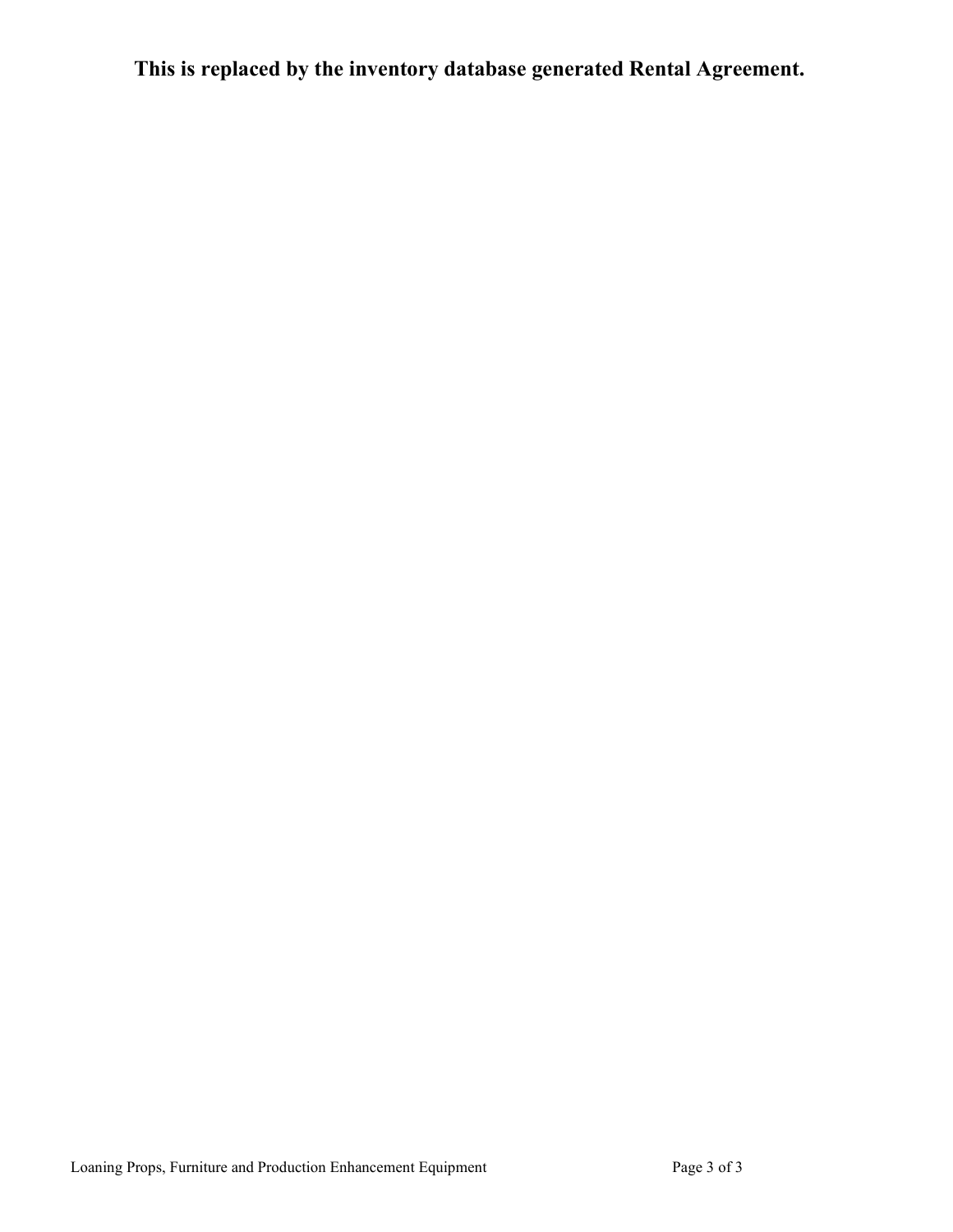**This is replaced by the inventory database generated Rental Agreement.**